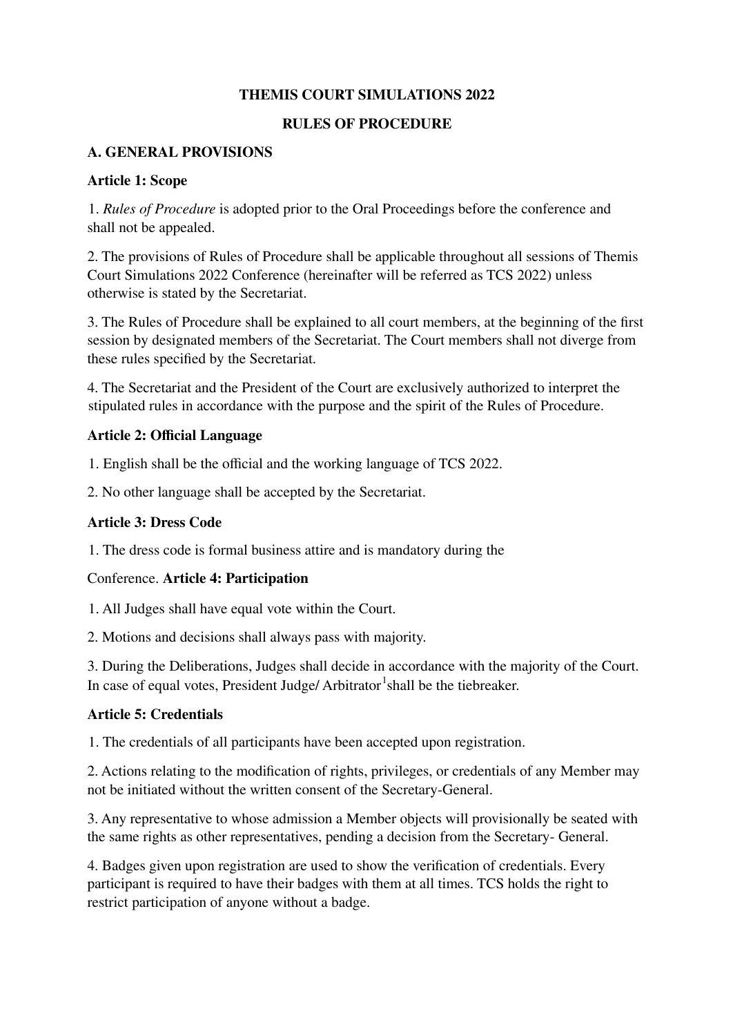**THEMIS COURT SIMULATIONS 2022**

**RULES OF PROCEDURE**

## A. GENERAL PROVISIONS

### Article 1: Scope

1. *Rules of Procedure* is adopted prior to the Oral Proceedings before the conference and shall not be appealed.

2. The provisions of Rules of Procedure shall be applicable throughout all sessions of Themis Court Simulations 2022 Conference (hereinafter will be referred as TCS 2022) unless otherwise is stated by the Secretariat.

3. The Rules of Procedure shall be explained to all court members, at the beginning of the first session by designated members of the Secretariat. The Court members shall not diverge from these rules specified by the Secretariat.

4. The Secretariat and the President of the Court are exclusively authorized to interpret the stipulated rules in accordance with the purpose and the spirit of the Rules of Procedure.

### Article 2: Official Language

1. English shall be the official and the working language of TCS 2022.

2. No other language shall be accepted by the Secretariat.

### Article 3: Dress Code

1. The dress code is formal business attire and is mandatory during the Conference.

### Article 4: Participation

1. All Judges shall have equal vote within the Court.

2. Motions and decisions shall always pass with majority.

3. During the Deliberations, Judges shall decide in accordance with the majority of the Court. In case of equal votes, President Judge/ Arbitrator[1] shall be the tiebreaker.

### Article 5: Credentials

1. The credentials of all participants have been accepted upon registration.

2. Actions relating to the modification of rights, privileges, or credentials of any Member may not be initiated without the written consent of the Secretary-General.

3. Any representative to whose admission a Member objects will provisionally be seated with the same rights as other representatives, pending a decision from the Secretary- General.

4. Badges given upon registration are used to show the verification of credentials. Every participant is required to have their badges with them at all times. TCS holds the right to restrict participation of anyone without a badge.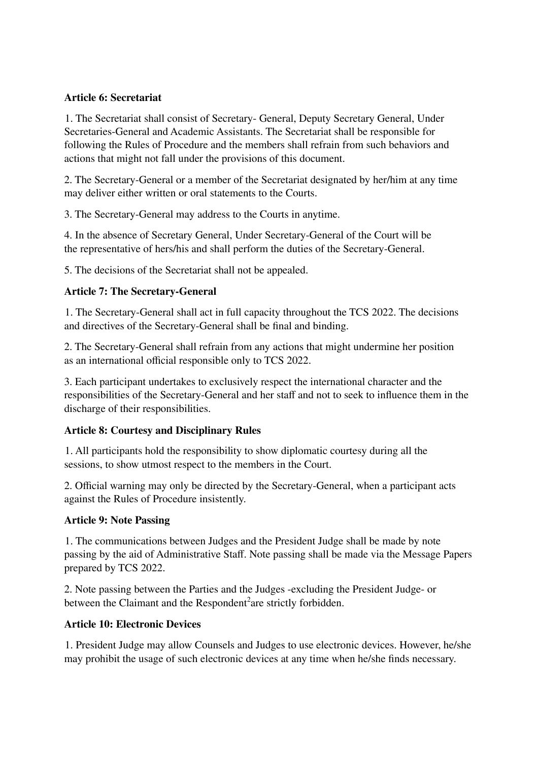**Article 6: Secretariat**

1. The Secretariat shall consist of Secretary- General, Deputy Secretary General, Under Secretaries-General and Academic Assistants. The Secretariat shall be responsible for following the Rules of Procedure and the members shall refrain from such behaviors and actions that might not fall under the provisions of this document.

2. The Secretary-General or a member of the Secretariat designated by her/him at any time may deliver either written or oral statements to the Courts.

3. The Secretary-General may address to the Courts in anytime.

4. In the absence of Secretary General, Under Secretary-General of the Court will be the representative of hers/his and shall perform the duties of the Secretary-General.

5. The decisions of the Secretariat shall not be appealed.

**Article 7: The Secretary-General**

1. The Secretary-General shall act in full capacity throughout the TCS 2022. The decisions and directives of the Secretary-General shall be final and binding.

2. The Secretary-General shall refrain from any actions that might undermine her position as an international official responsible only to TCS 2022.

3. Each participant undertakes to exclusively respect the international character and the responsibilities of the Secretary-General and her staff and not to seek to influence them in the discharge of their responsibilities.

**Article 8: Courtesy and Disciplinary Rules**

1. All participants hold the responsibility to show diplomatic courtesy during all the sessions, to show utmost respect to the members in the Court.

2. Official warning may only be directed by the Secretary-General, when a participant acts against the Rules of Procedure insistently.

**Article 9: Note Passing**

1. The communications between Judges and the President Judge shall be made by note passing by the aid of Administrative Staff. Note passing shall be made via the Message Papers prepared by TCS 2022.

2. Note passing between the Parties and the Judges -excluding the President Judge- or between the Claimant and the Respondent[2]are strictly forbidden.

**Article 10: Electronic Devices**

1. President Judge may allow Counsels and Judges to use electronic devices. However, he/she may prohibit the usage of such electronic devices at any time when he/she finds necessary.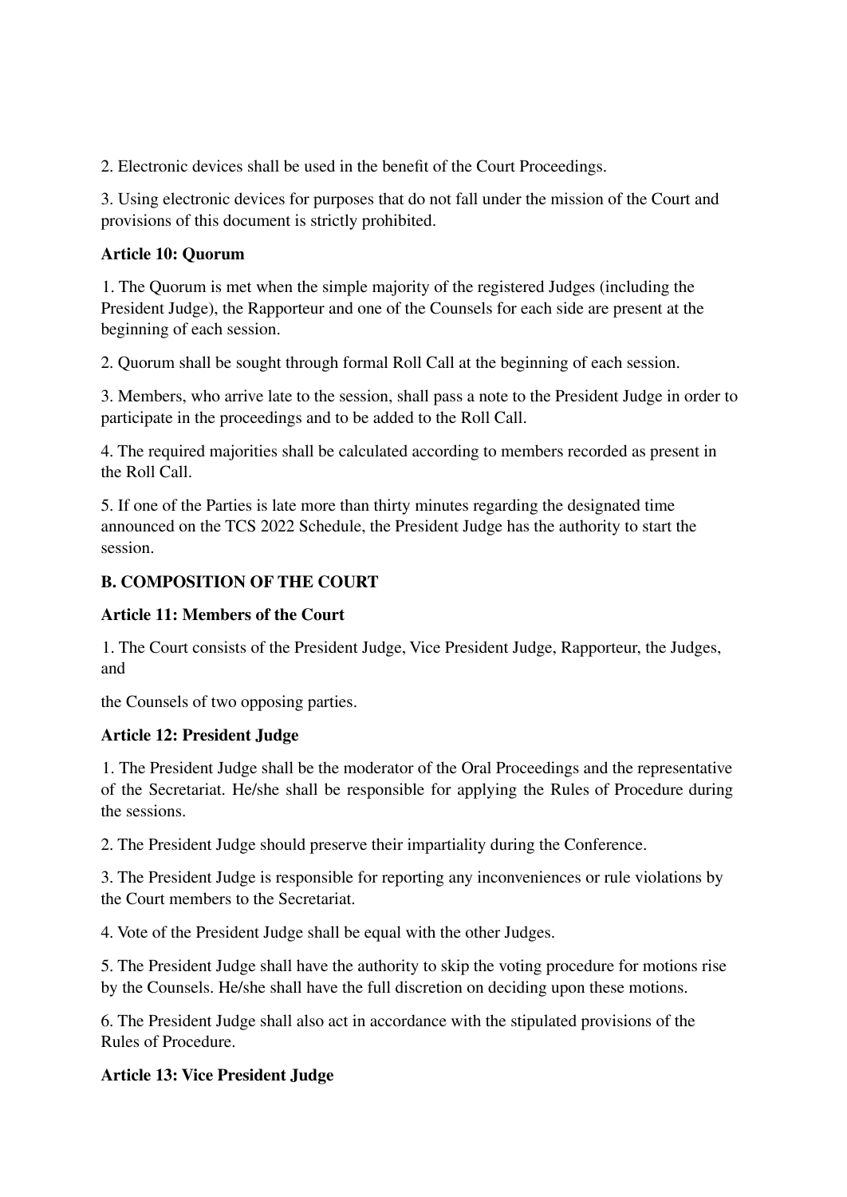2. Electronic devices shall be used in the benefit of the Court Proceedings.

3. Using electronic devices for purposes that do not fall under the mission of the Court and provisions of this document is strictly prohibited.

**Article 10: Quorum**

1. The Quorum is met when the simple majority of the registered Judges (including the President Judge), the Rapporteur and one of the Counsels for each side are present at the beginning of each session.

2. Quorum shall be sought through formal Roll Call at the beginning of each session.

3. Members, who arrive late to the session, shall pass a note to the President Judge in order to participate in the proceedings and to be added to the Roll Call.

4. The required majorities shall be calculated according to members recorded as present in the Roll Call.

5. If one of the Parties is late more than thirty minutes regarding the designated time announced on the TCS 2022 Schedule, the President Judge has the authority to start the session.

**B. COMPOSITION OF THE COURT**

**Article 11: Members of the Court**

1. The Court consists of the President Judge, Vice President Judge, Rapporteur, the Judges, and

the Counsels of two opposing parties.

**Article 12: President Judge**

1. The President Judge shall be the moderator of the Oral Proceedings and the representative of the Secretariat. He/she shall be responsible for applying the Rules of Procedure during the sessions.

2. The President Judge should preserve their impartiality during the Conference.

3. The President Judge is responsible for reporting any inconveniences or rule violations by the Court members to the Secretariat.

4. Vote of the President Judge shall be equal with the other Judges.

5. The President Judge shall have the authority to skip the voting procedure for motions rise by the Counsels. He/she shall have the full discretion on deciding upon these motions.

6. The President Judge shall also act in accordance with the stipulated provisions of the Rules of Procedure.

**Article 13: Vice President Judge**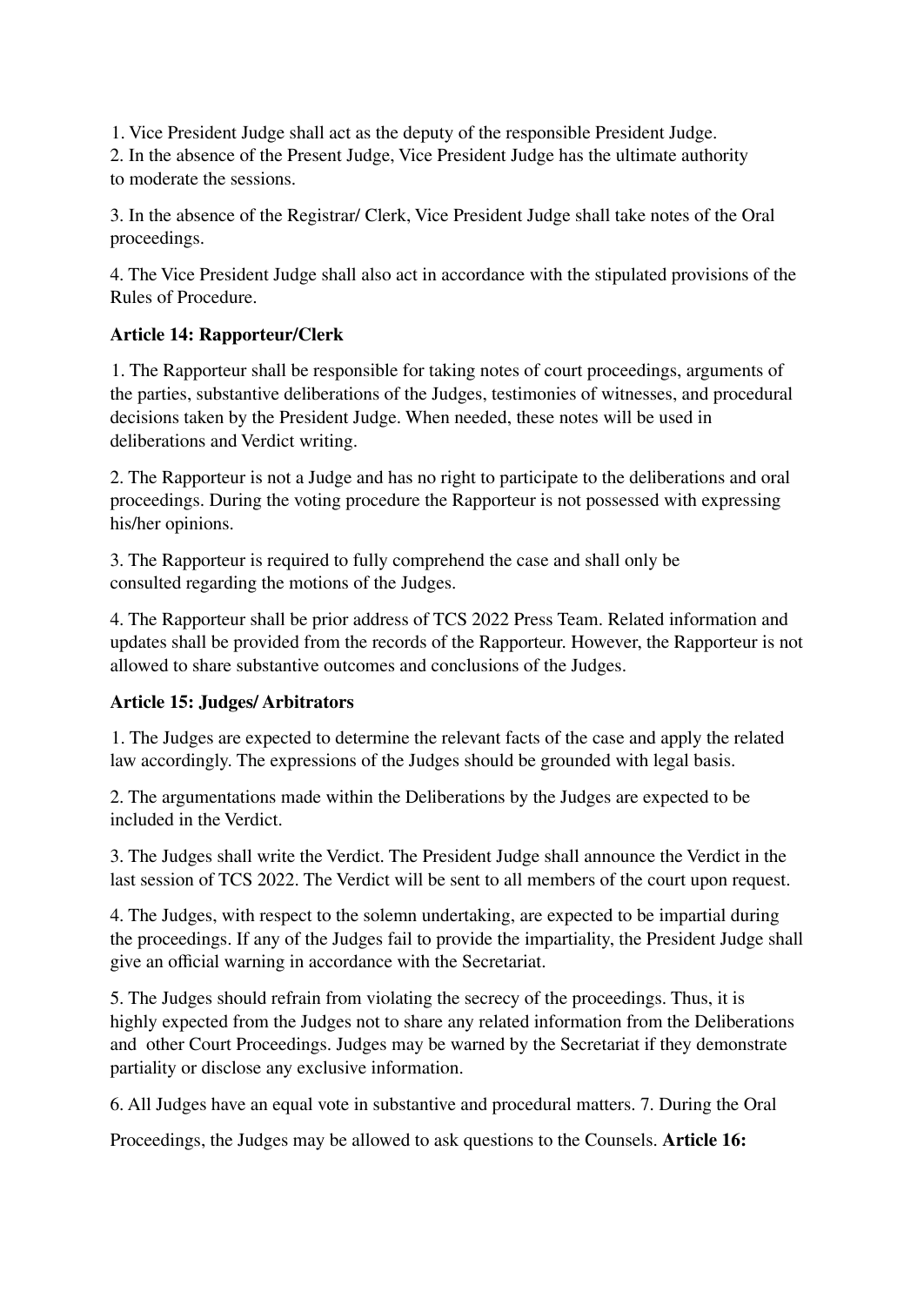1. Vice President Judge shall act as the deputy of the responsible President Judge.
2. In the absence of the Present Judge, Vice President Judge has the ultimate authority to moderate the sessions.

3. In the absence of the Registrar/ Clerk, Vice President Judge shall take notes of the Oral proceedings.

4. The Vice President Judge shall also act in accordance with the stipulated provisions of the Rules of Procedure.

**Article 14: Rapporteur/Clerk**

1. The Rapporteur shall be responsible for taking notes of court proceedings, arguments of the parties, substantive deliberations of the Judges, testimonies of witnesses, and procedural decisions taken by the President Judge. When needed, these notes will be used in deliberations and Verdict writing.

2. The Rapporteur is not a Judge and has no right to participate to the deliberations and oral proceedings. During the voting procedure the Rapporteur is not possessed with expressing his/her opinions.

3. The Rapporteur is required to fully comprehend the case and shall only be consulted regarding the motions of the Judges.

4. The Rapporteur shall be prior address of TCS 2022 Press Team. Related information and updates shall be provided from the records of the Rapporteur. However, the Rapporteur is not allowed to share substantive outcomes and conclusions of the Judges.

**Article 15: Judges/ Arbitrators**

1. The Judges are expected to determine the relevant facts of the case and apply the related law accordingly. The expressions of the Judges should be grounded with legal basis.

2. The argumentations made within the Deliberations by the Judges are expected to be included in the Verdict.

3. The Judges shall write the Verdict. The President Judge shall announce the Verdict in the last session of TCS 2022. The Verdict will be sent to all members of the court upon request.

4. The Judges, with respect to the solemn undertaking, are expected to be impartial during the proceedings. If any of the Judges fail to provide the impartiality, the President Judge shall give an official warning in accordance with the Secretariat.

5. The Judges should refrain from violating the secrecy of the proceedings. Thus, it is highly expected from the Judges not to share any related information from the Deliberations and other Court Proceedings. Judges may be warned by the Secretariat if they demonstrate partiality or disclose any exclusive information.

6. All Judges have an equal vote in substantive and procedural matters. 7. During the Oral

Proceedings, the Judges may be allowed to ask questions to the Counsels. **Article 16:**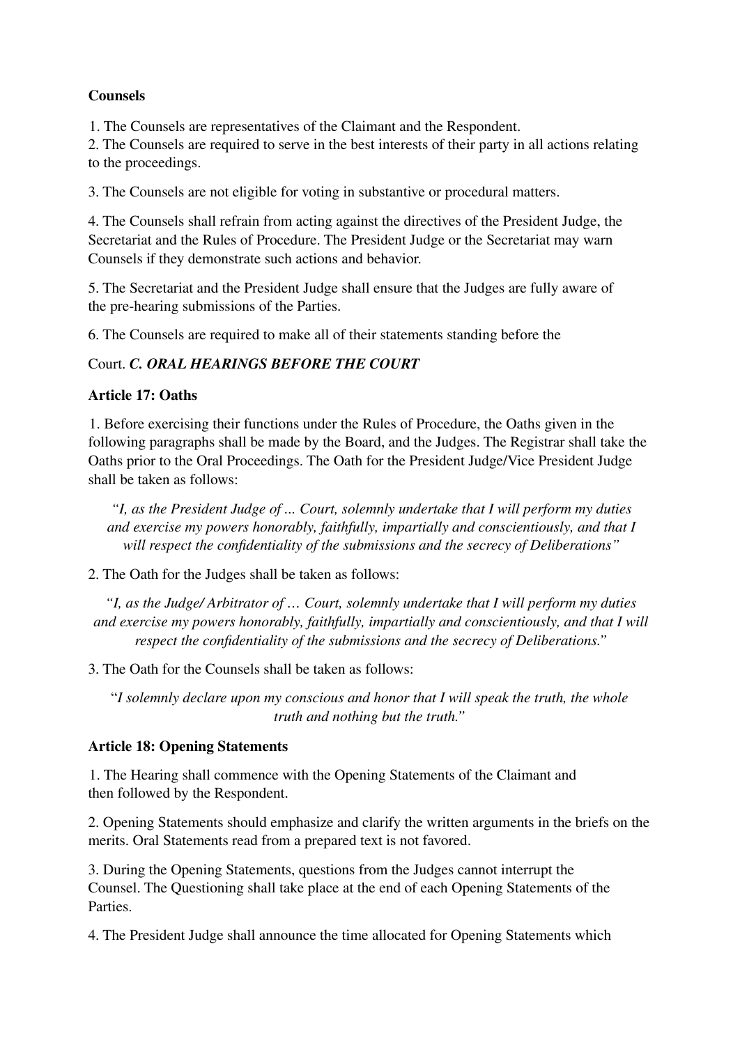**Counsels**

1. The Counsels are representatives of the Claimant and the Respondent.
2. The Counsels are required to serve in the best interests of their party in all actions relating to the proceedings.

3. The Counsels are not eligible for voting in substantive or procedural matters.

4. The Counsels shall refrain from acting against the directives of the President Judge, the Secretariat and the Rules of Procedure. The President Judge or the Secretariat may warn Counsels if they demonstrate such actions and behavior.

5. The Secretariat and the President Judge shall ensure that the Judges are fully aware of the pre-hearing submissions of the Parties.

6. The Counsels are required to make all of their statements standing before the Court.

### *C. ORAL HEARINGS BEFORE THE COURT*

**Article 17: Oaths**

1. Before exercising their functions under the Rules of Procedure, the Oaths given in the following paragraphs shall be made by the Board, and the Judges. The Registrar shall take the Oaths prior to the Oral Proceedings. The Oath for the President Judge/Vice President Judge shall be taken as follows:

*"I, as the President Judge of ... Court, solemnly undertake that I will perform my duties and exercise my powers honorably, faithfully, impartially and conscientiously, and that I will respect the confidentiality of the submissions and the secrecy of Deliberations"*

2. The Oath for the Judges shall be taken as follows:

*"I, as the Judge/ Arbitrator of … Court, solemnly undertake that I will perform my duties and exercise my powers honorably, faithfully, impartially and conscientiously, and that I will respect the confidentiality of the submissions and the secrecy of Deliberations."*

3. The Oath for the Counsels shall be taken as follows:

"*I solemnly declare upon my conscious and honor that I will speak the truth, the whole truth and nothing but the truth.*"

**Article 18: Opening Statements**

1. The Hearing shall commence with the Opening Statements of the Claimant and then followed by the Respondent.

2. Opening Statements should emphasize and clarify the written arguments in the briefs on the merits. Oral Statements read from a prepared text is not favored.

3. During the Opening Statements, questions from the Judges cannot interrupt the Counsel. The Questioning shall take place at the end of each Opening Statements of the Parties.

4. The President Judge shall announce the time allocated for Opening Statements which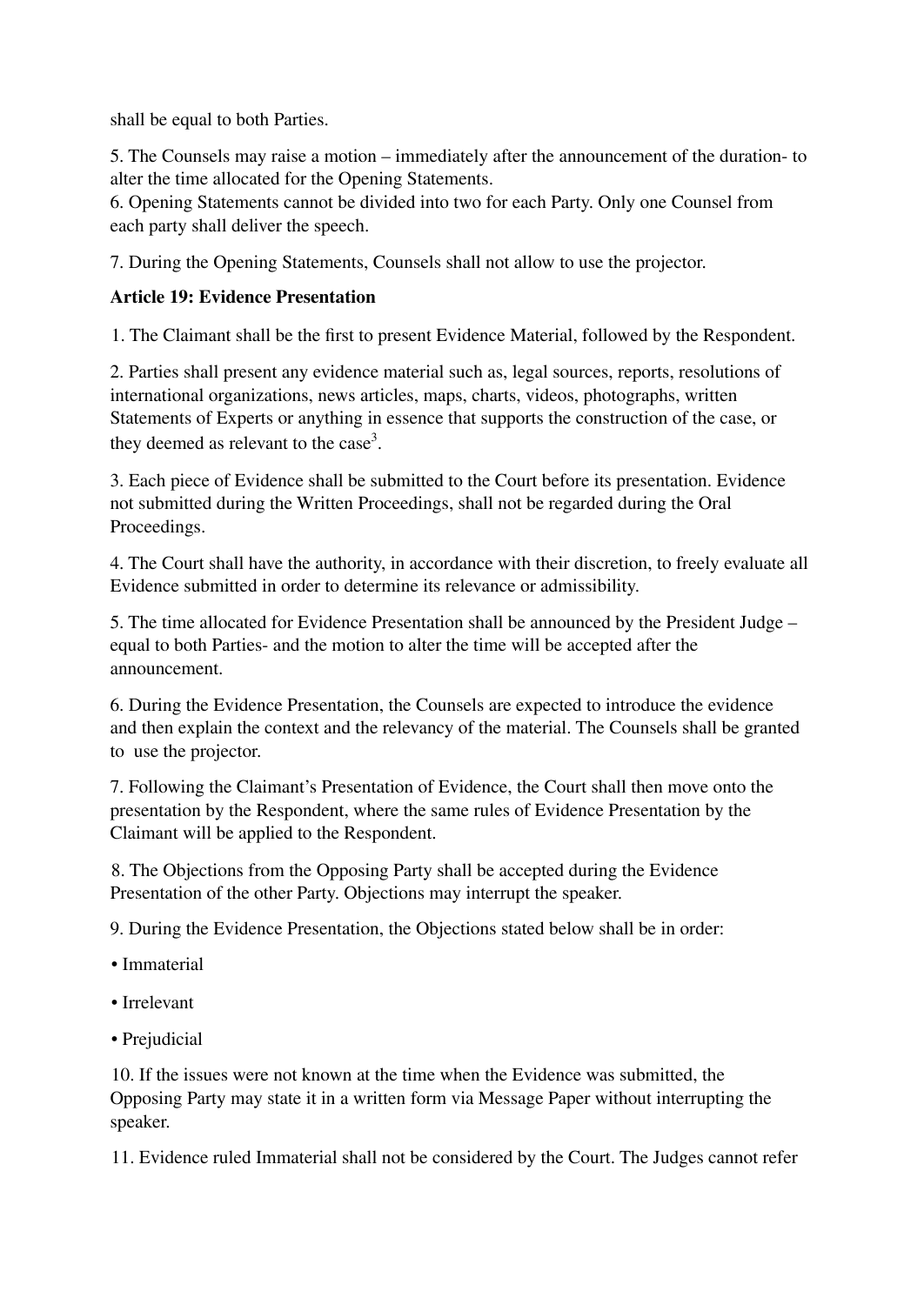shall be equal to both Parties.

5. The Counsels may raise a motion – immediately after the announcement of the duration- to alter the time allocated for the Opening Statements.
6. Opening Statements cannot be divided into two for each Party. Only one Counsel from each party shall deliver the speech.

7. During the Opening Statements, Counsels shall not allow to use the projector.

**Article 19: Evidence Presentation**

1. The Claimant shall be the first to present Evidence Material, followed by the Respondent.

2. Parties shall present any evidence material such as, legal sources, reports, resolutions of international organizations, news articles, maps, charts, videos, photographs, written Statements of Experts or anything in essence that supports the construction of the case, or they deemed as relevant to the case[3].

3. Each piece of Evidence shall be submitted to the Court before its presentation. Evidence not submitted during the Written Proceedings, shall not be regarded during the Oral Proceedings.

4. The Court shall have the authority, in accordance with their discretion, to freely evaluate all Evidence submitted in order to determine its relevance or admissibility.

5. The time allocated for Evidence Presentation shall be announced by the President Judge – equal to both Parties- and the motion to alter the time will be accepted after the announcement.

6. During the Evidence Presentation, the Counsels are expected to introduce the evidence and then explain the context and the relevancy of the material. The Counsels shall be granted to use the projector.

7. Following the Claimant's Presentation of Evidence, the Court shall then move onto the presentation by the Respondent, where the same rules of Evidence Presentation by the Claimant will be applied to the Respondent.

8. The Objections from the Opposing Party shall be accepted during the Evidence Presentation of the other Party. Objections may interrupt the speaker.

9. During the Evidence Presentation, the Objections stated below shall be in order:

- Immaterial
- Irrelevant
- Prejudicial

10. If the issues were not known at the time when the Evidence was submitted, the Opposing Party may state it in a written form via Message Paper without interrupting the speaker.

11. Evidence ruled Immaterial shall not be considered by the Court. The Judges cannot refer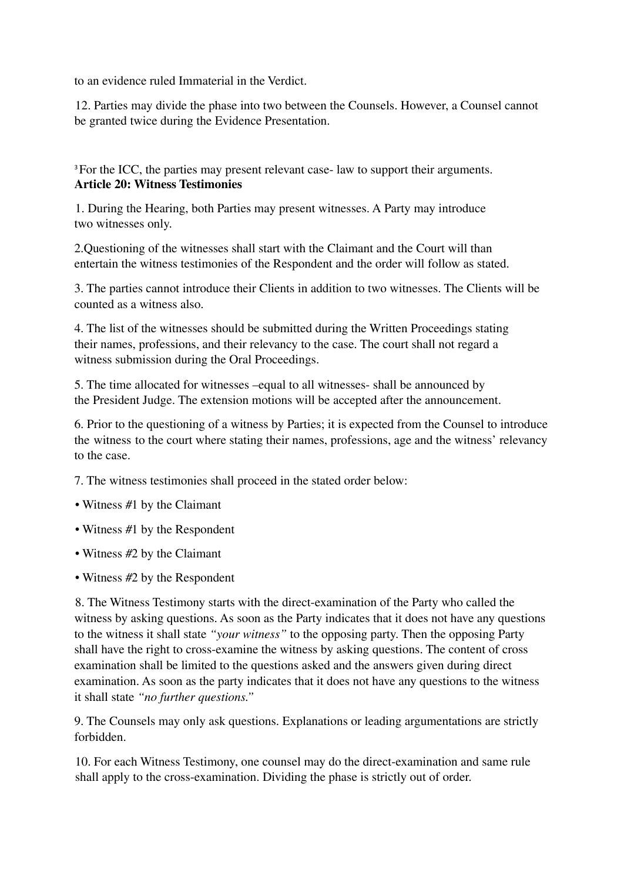to an evidence ruled Immaterial in the Verdict.

12. Parties may divide the phase into two between the Counsels. However, a Counsel cannot be granted twice during the Evidence Presentation.

[3] For the ICC, the parties may present relevant case- law to support their arguments.

**Article 20: Witness Testimonies**

1. During the Hearing, both Parties may present witnesses. A Party may introduce two witnesses only.

2.Questioning of the witnesses shall start with the Claimant and the Court will than entertain the witness testimonies of the Respondent and the order will follow as stated.

3. The parties cannot introduce their Clients in addition to two witnesses. The Clients will be counted as a witness also.

4. The list of the witnesses should be submitted during the Written Proceedings stating their names, professions, and their relevancy to the case. The court shall not regard a witness submission during the Oral Proceedings.

5. The time allocated for witnesses –equal to all witnesses- shall be announced by the President Judge. The extension motions will be accepted after the announcement.

6. Prior to the questioning of a witness by Parties; it is expected from the Counsel to introduce the witness to the court where stating their names, professions, age and the witness' relevancy to the case.

7. The witness testimonies shall proceed in the stated order below:

- Witness #1 by the Claimant
- Witness #1 by the Respondent
- Witness #2 by the Claimant
- Witness #2 by the Respondent

8. The Witness Testimony starts with the direct-examination of the Party who called the witness by asking questions. As soon as the Party indicates that it does not have any questions to the witness it shall state *"your witness"* to the opposing party. Then the opposing Party shall have the right to cross-examine the witness by asking questions. The content of cross examination shall be limited to the questions asked and the answers given during direct examination. As soon as the party indicates that it does not have any questions to the witness it shall state *"no further questions."*

9. The Counsels may only ask questions. Explanations or leading argumentations are strictly forbidden.

10. For each Witness Testimony, one counsel may do the direct-examination and same rule shall apply to the cross-examination. Dividing the phase is strictly out of order.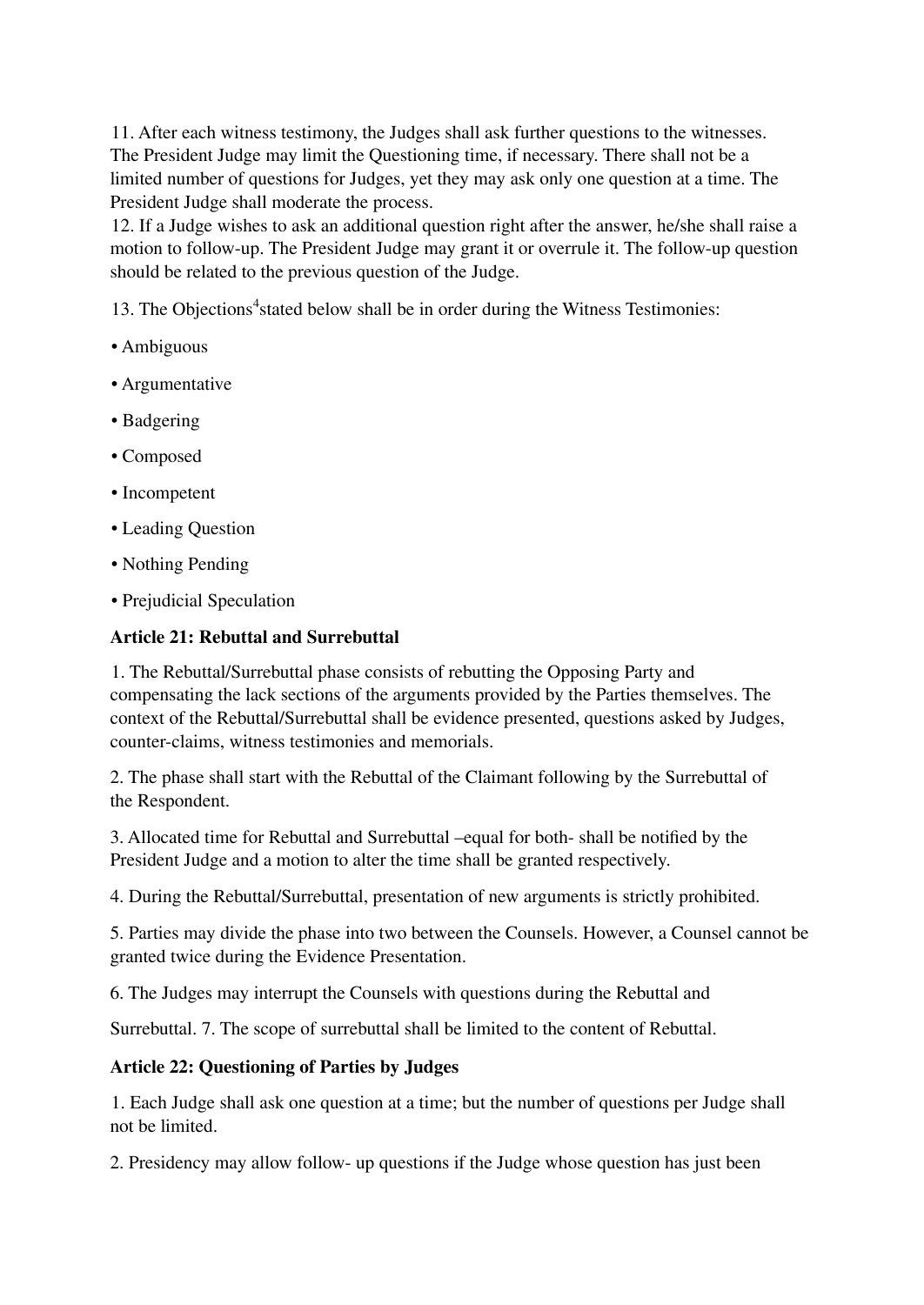11. After each witness testimony, the Judges shall ask further questions to the witnesses. The President Judge may limit the Questioning time, if necessary. There shall not be a limited number of questions for Judges, yet they may ask only one question at a time. The President Judge shall moderate the process.
12. If a Judge wishes to ask an additional question right after the answer, he/she shall raise a motion to follow-up. The President Judge may grant it or overrule it. The follow-up question should be related to the previous question of the Judge.

13. The Objections[4]stated below shall be in order during the Witness Testimonies:

- Ambiguous
- Argumentative
- Badgering
- Composed
- Incompetent
- Leading Question
- Nothing Pending
- Prejudicial Speculation

**Article 21: Rebuttal and Surrebuttal**

1. The Rebuttal/Surrebuttal phase consists of rebutting the Opposing Party and compensating the lack sections of the arguments provided by the Parties themselves. The context of the Rebuttal/Surrebuttal shall be evidence presented, questions asked by Judges, counter-claims, witness testimonies and memorials.

2. The phase shall start with the Rebuttal of the Claimant following by the Surrebuttal of the Respondent.

3. Allocated time for Rebuttal and Surrebuttal –equal for both- shall be notified by the President Judge and a motion to alter the time shall be granted respectively.

4. During the Rebuttal/Surrebuttal, presentation of new arguments is strictly prohibited.

5. Parties may divide the phase into two between the Counsels. However, a Counsel cannot be granted twice during the Evidence Presentation.

6. The Judges may interrupt the Counsels with questions during the Rebuttal and

Surrebuttal. 7. The scope of surrebuttal shall be limited to the content of Rebuttal.

**Article 22: Questioning of Parties by Judges**

1. Each Judge shall ask one question at a time; but the number of questions per Judge shall not be limited.

2. Presidency may allow follow- up questions if the Judge whose question has just been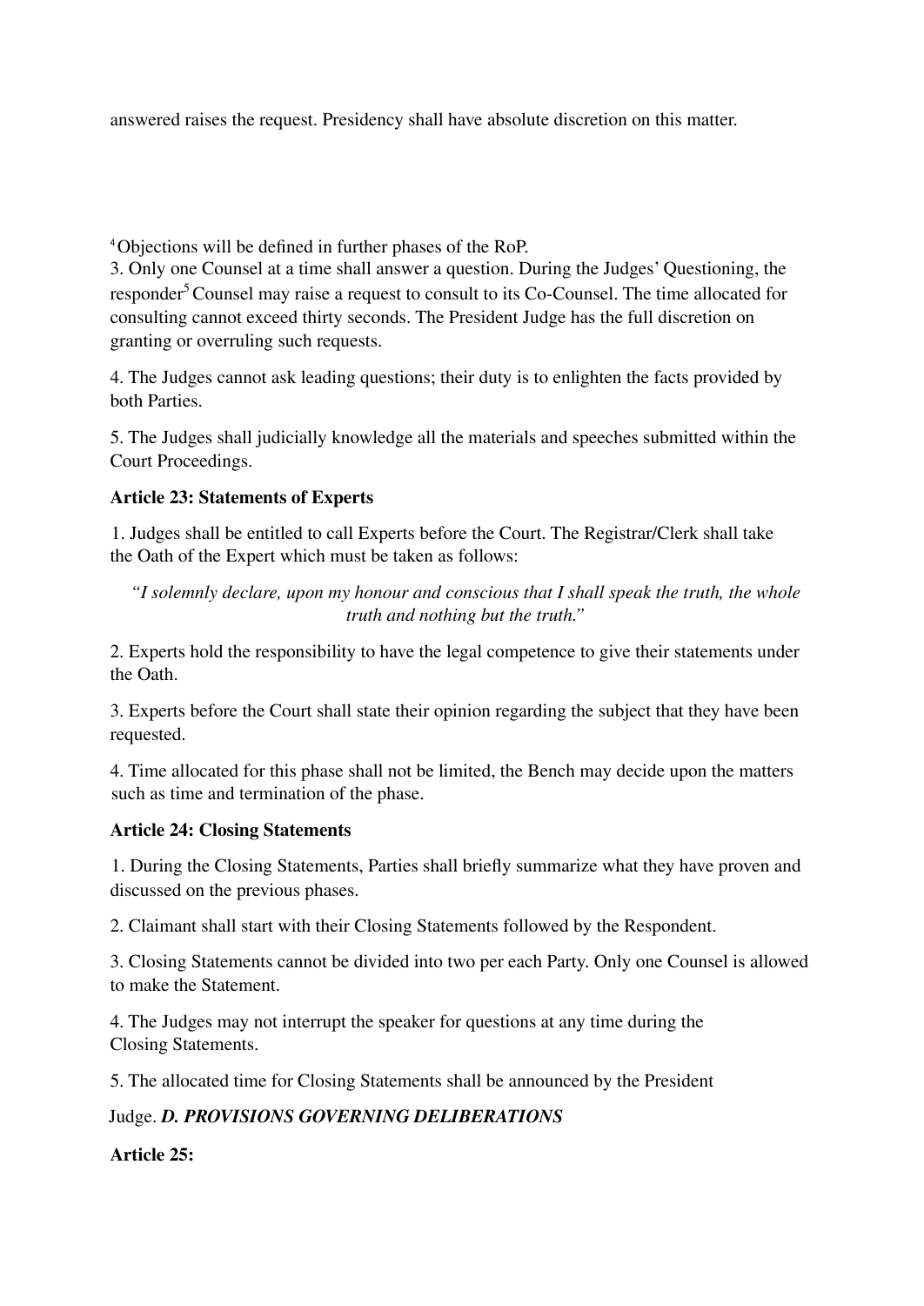answered raises the request. Presidency shall have absolute discretion on this matter.

[4] Objections will be defined in further phases of the RoP.

3. Only one Counsel at a time shall answer a question. During the Judges' Questioning, the responder[5] Counsel may raise a request to consult to its Co-Counsel. The time allocated for consulting cannot exceed thirty seconds. The President Judge has the full discretion on granting or overruling such requests.

4. The Judges cannot ask leading questions; their duty is to enlighten the facts provided by both Parties.

5. The Judges shall judicially knowledge all the materials and speeches submitted within the Court Proceedings.

**Article 23: Statements of Experts**

1. Judges shall be entitled to call Experts before the Court. The Registrar/Clerk shall take the Oath of the Expert which must be taken as follows:

> *"I solemnly declare, upon my honour and conscious that I shall speak the truth, the whole truth and nothing but the truth."*

2. Experts hold the responsibility to have the legal competence to give their statements under the Oath.

3. Experts before the Court shall state their opinion regarding the subject that they have been requested.

4. Time allocated for this phase shall not be limited, the Bench may decide upon the matters such as time and termination of the phase.

**Article 24: Closing Statements**

1. During the Closing Statements, Parties shall briefly summarize what they have proven and discussed on the previous phases.

2. Claimant shall start with their Closing Statements followed by the Respondent.

3. Closing Statements cannot be divided into two per each Party. Only one Counsel is allowed to make the Statement.

4. The Judges may not interrupt the speaker for questions at any time during the Closing Statements.

5. The allocated time for Closing Statements shall be announced by the President Judge.

***D. PROVISIONS GOVERNING DELIBERATIONS***

**Article 25:**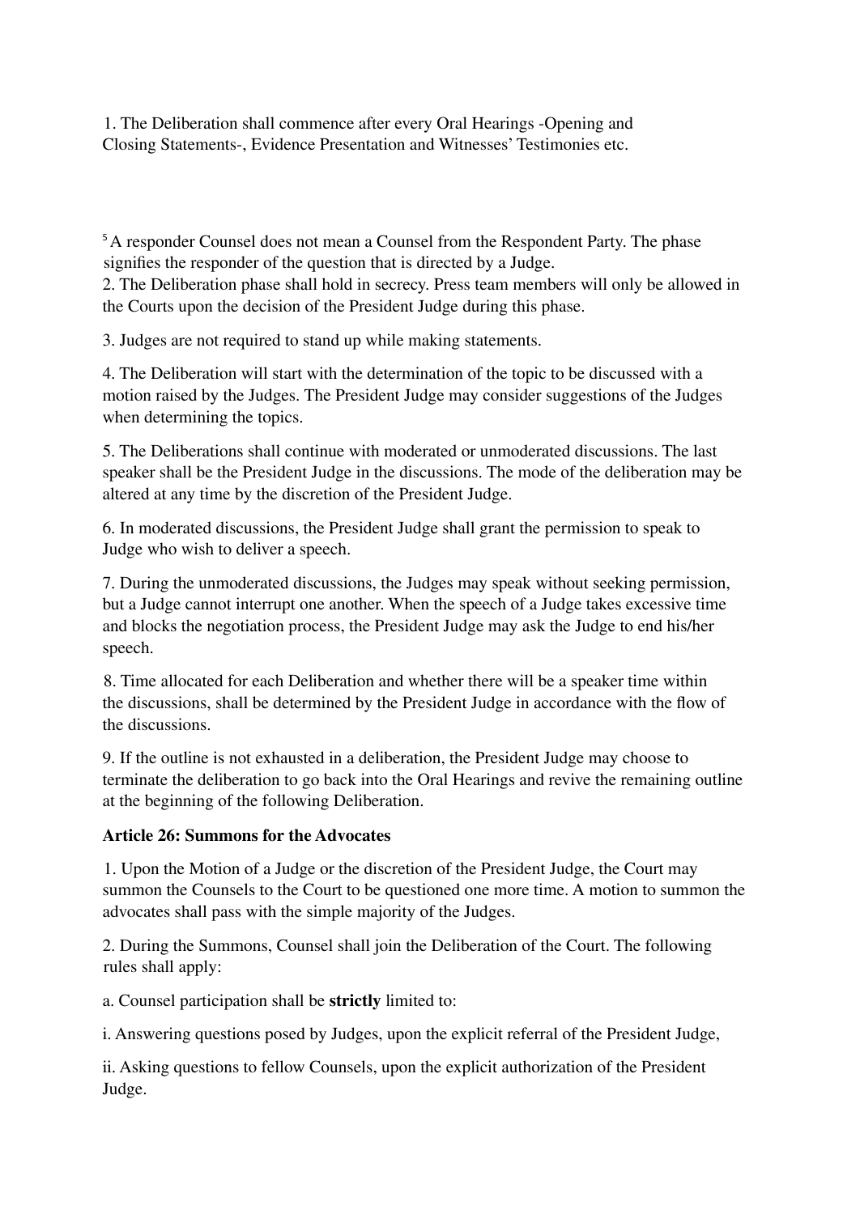1. The Deliberation shall commence after every Oral Hearings -Opening and Closing Statements-, Evidence Presentation and Witnesses' Testimonies etc.

[5] A responder Counsel does not mean a Counsel from the Respondent Party. The phase signifies the responder of the question that is directed by a Judge.

2. The Deliberation phase shall hold in secrecy. Press team members will only be allowed in the Courts upon the decision of the President Judge during this phase.

3. Judges are not required to stand up while making statements.

4. The Deliberation will start with the determination of the topic to be discussed with a motion raised by the Judges. The President Judge may consider suggestions of the Judges when determining the topics.

5. The Deliberations shall continue with moderated or unmoderated discussions. The last speaker shall be the President Judge in the discussions. The mode of the deliberation may be altered at any time by the discretion of the President Judge.

6. In moderated discussions, the President Judge shall grant the permission to speak to Judge who wish to deliver a speech.

7. During the unmoderated discussions, the Judges may speak without seeking permission, but a Judge cannot interrupt one another. When the speech of a Judge takes excessive time and blocks the negotiation process, the President Judge may ask the Judge to end his/her speech.

8. Time allocated for each Deliberation and whether there will be a speaker time within the discussions, shall be determined by the President Judge in accordance with the flow of the discussions.

9. If the outline is not exhausted in a deliberation, the President Judge may choose to terminate the deliberation to go back into the Oral Hearings and revive the remaining outline at the beginning of the following Deliberation.

**Article 26: Summons for the Advocates**

1. Upon the Motion of a Judge or the discretion of the President Judge, the Court may summon the Counsels to the Court to be questioned one more time. A motion to summon the advocates shall pass with the simple majority of the Judges.

2. During the Summons, Counsel shall join the Deliberation of the Court. The following rules shall apply:

a. Counsel participation shall be **strictly** limited to:

i. Answering questions posed by Judges, upon the explicit referral of the President Judge,

ii. Asking questions to fellow Counsels, upon the explicit authorization of the President Judge.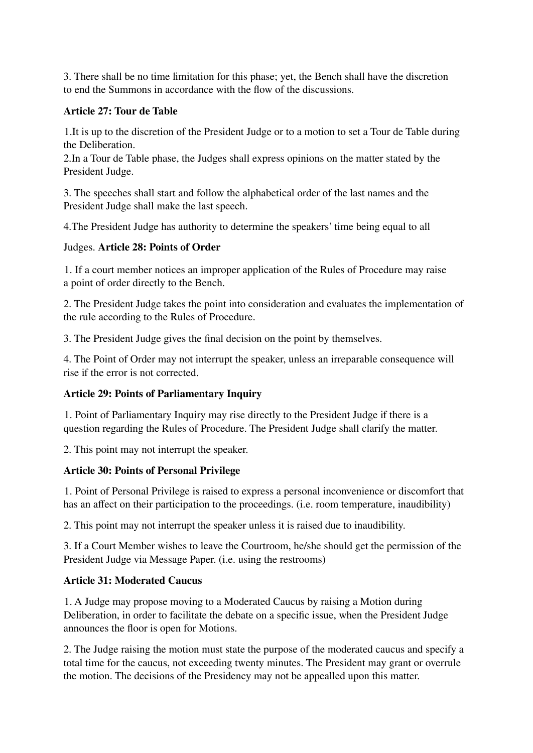3. There shall be no time limitation for this phase; yet, the Bench shall have the discretion to end the Summons in accordance with the flow of the discussions.

**Article 27: Tour de Table**

1.It is up to the discretion of the President Judge or to a motion to set a Tour de Table during the Deliberation.

2.In a Tour de Table phase, the Judges shall express opinions on the matter stated by the President Judge.

3. The speeches shall start and follow the alphabetical order of the last names and the President Judge shall make the last speech.

4.The President Judge has authority to determine the speakers' time being equal to all Judges.

**Article 28: Points of Order**

1. If a court member notices an improper application of the Rules of Procedure may raise a point of order directly to the Bench.

2. The President Judge takes the point into consideration and evaluates the implementation of the rule according to the Rules of Procedure.

3. The President Judge gives the final decision on the point by themselves.

4. The Point of Order may not interrupt the speaker, unless an irreparable consequence will rise if the error is not corrected.

**Article 29: Points of Parliamentary Inquiry**

1. Point of Parliamentary Inquiry may rise directly to the President Judge if there is a question regarding the Rules of Procedure. The President Judge shall clarify the matter.

2. This point may not interrupt the speaker.

**Article 30: Points of Personal Privilege**

1. Point of Personal Privilege is raised to express a personal inconvenience or discomfort that has an affect on their participation to the proceedings. (i.e. room temperature, inaudibility)

2. This point may not interrupt the speaker unless it is raised due to inaudibility.

3. If a Court Member wishes to leave the Courtroom, he/she should get the permission of the President Judge via Message Paper. (i.e. using the restrooms)

**Article 31: Moderated Caucus**

1. A Judge may propose moving to a Moderated Caucus by raising a Motion during Deliberation, in order to facilitate the debate on a specific issue, when the President Judge announces the floor is open for Motions.

2. The Judge raising the motion must state the purpose of the moderated caucus and specify a total time for the caucus, not exceeding twenty minutes. The President may grant or overrule the motion. The decisions of the Presidency may not be appealled upon this matter.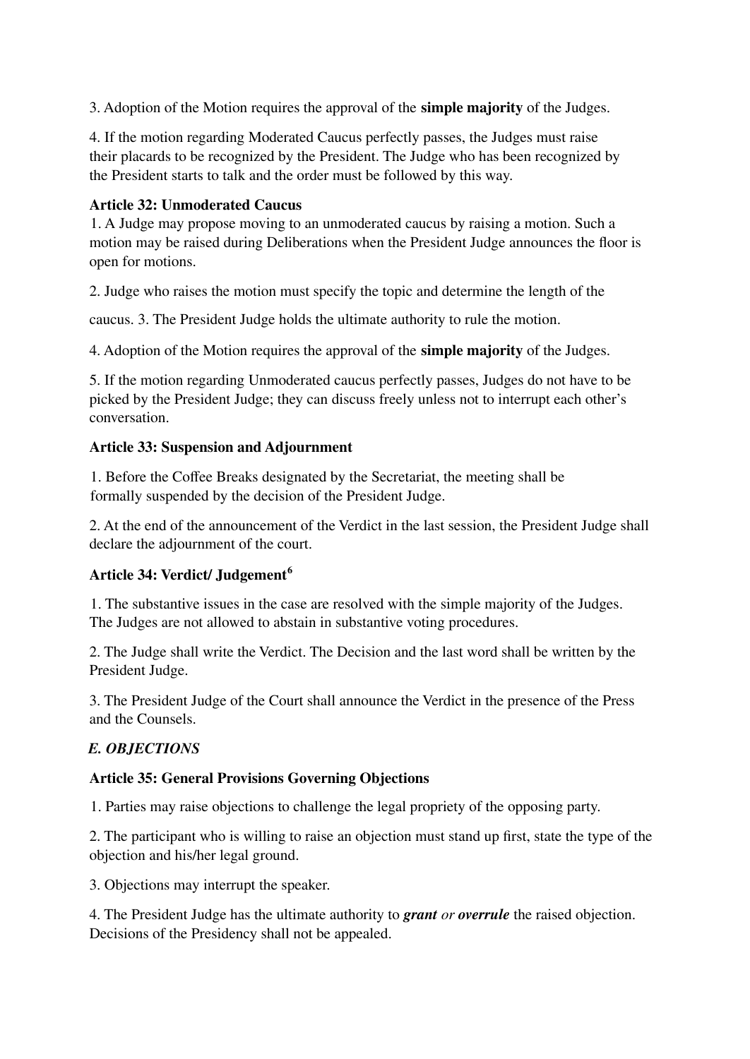3. Adoption of the Motion requires the approval of the **simple majority** of the Judges.

4. If the motion regarding Moderated Caucus perfectly passes, the Judges must raise their placards to be recognized by the President. The Judge who has been recognized by the President starts to talk and the order must be followed by this way.

**Article 32: Unmoderated Caucus**

1. A Judge may propose moving to an unmoderated caucus by raising a motion. Such a motion may be raised during Deliberations when the President Judge announces the floor is open for motions.

2. Judge who raises the motion must specify the topic and determine the length of the caucus. 3. The President Judge holds the ultimate authority to rule the motion.

4. Adoption of the Motion requires the approval of the **simple majority** of the Judges.

5. If the motion regarding Unmoderated caucus perfectly passes, Judges do not have to be picked by the President Judge; they can discuss freely unless not to interrupt each other's conversation.

**Article 33: Suspension and Adjournment**

1. Before the Coffee Breaks designated by the Secretariat, the meeting shall be formally suspended by the decision of the President Judge.

2. At the end of the announcement of the Verdict in the last session, the President Judge shall declare the adjournment of the court.

**Article 34: Verdict/ Judgement[6]**

1. The substantive issues in the case are resolved with the simple majority of the Judges. The Judges are not allowed to abstain in substantive voting procedures.

2. The Judge shall write the Verdict. The Decision and the last word shall be written by the President Judge.

3. The President Judge of the Court shall announce the Verdict in the presence of the Press and the Counsels.

***E. OBJECTIONS***

**Article 35: General Provisions Governing Objections**

1. Parties may raise objections to challenge the legal propriety of the opposing party.

2. The participant who is willing to raise an objection must stand up first, state the type of the objection and his/her legal ground.

3. Objections may interrupt the speaker.

4. The President Judge has the ultimate authority to ***grant*** *or* ***overrule*** the raised objection. Decisions of the Presidency shall not be appealed.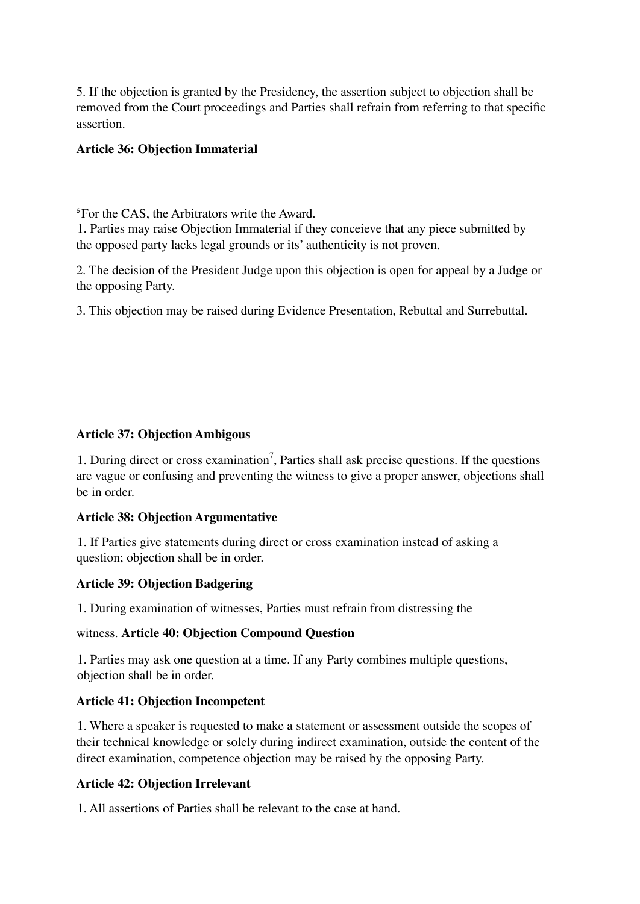5. If the objection is granted by the Presidency, the assertion subject to objection shall be removed from the Court proceedings and Parties shall refrain from referring to that specific assertion.

**Article 36: Objection Immaterial**

[6] For the CAS, the Arbitrators write the Award.

1. Parties may raise Objection Immaterial if they conceieve that any piece submitted by the opposed party lacks legal grounds or its' authenticity is not proven.

2. The decision of the President Judge upon this objection is open for appeal by a Judge or the opposing Party.

3. This objection may be raised during Evidence Presentation, Rebuttal and Surrebuttal.

**Article 37: Objection Ambigous**

1. During direct or cross examination[7], Parties shall ask precise questions. If the questions are vague or confusing and preventing the witness to give a proper answer, objections shall be in order.

**Article 38: Objection Argumentative**

1. If Parties give statements during direct or cross examination instead of asking a question; objection shall be in order.

**Article 39: Objection Badgering**

1. During examination of witnesses, Parties must refrain from distressing the witness.

**Article 40: Objection Compound Question**

1. Parties may ask one question at a time. If any Party combines multiple questions, objection shall be in order.

**Article 41: Objection Incompetent**

1. Where a speaker is requested to make a statement or assessment outside the scopes of their technical knowledge or solely during indirect examination, outside the content of the direct examination, competence objection may be raised by the opposing Party.

**Article 42: Objection Irrelevant**

1. All assertions of Parties shall be relevant to the case at hand.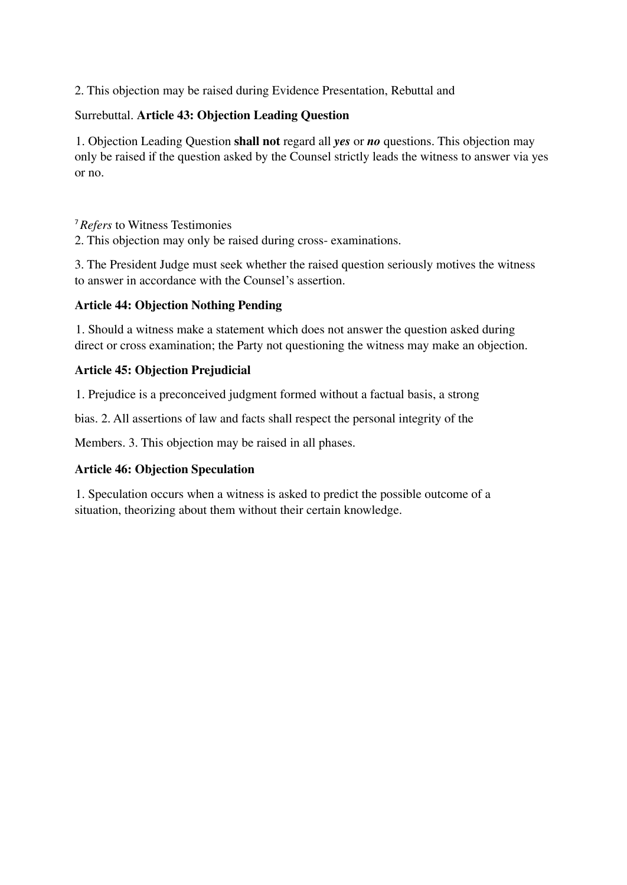2. This objection may be raised during Evidence Presentation, Rebuttal and Surrebuttal.

**Article 43: Objection Leading Question**

1. Objection Leading Question **shall not** regard all ***yes*** or ***no*** questions. This objection may only be raised if the question asked by the Counsel strictly leads the witness to answer via yes or no.

[7] *Refers* to Witness Testimonies

2. This objection may only be raised during cross- examinations.

3. The President Judge must seek whether the raised question seriously motives the witness to answer in accordance with the Counsel's assertion.

**Article 44: Objection Nothing Pending**

1. Should a witness make a statement which does not answer the question asked during direct or cross examination; the Party not questioning the witness may make an objection.

**Article 45: Objection Prejudicial**

1. Prejudice is a preconceived judgment formed without a factual basis, a strong bias.

2. All assertions of law and facts shall respect the personal integrity of the Members.

3. This objection may be raised in all phases.

**Article 46: Objection Speculation**

1. Speculation occurs when a witness is asked to predict the possible outcome of a situation, theorizing about them without their certain knowledge.